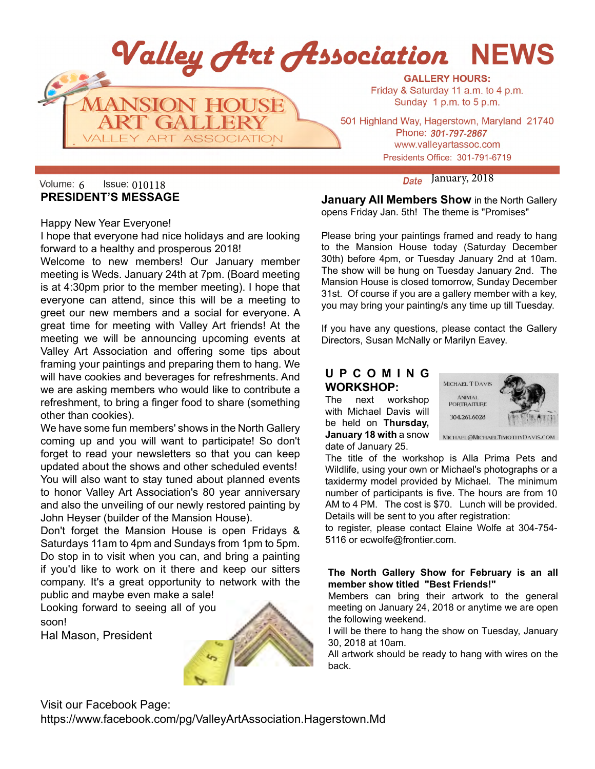# Valley Art Association NEWS

MANSION HOUSE ART GALLERY
VALLEY ART ASSOCIATION

**GALLERY HOURS:**
Friday & Saturday 11 a.m. to 4 p.m.
Sunday 1 p.m. to 5 p.m.

501 Highland Way, Hagerstown, Maryland 21740
Phone: ***301-797-2867***
www.valleyartassoc.com
Presidents Office: 301-791-6719

Volume: 6 Issue: 010118

***Date*** January, 2018

## PRESIDENT'S MESSAGE

Happy New Year Everyone!
I hope that everyone had nice holidays and are looking forward to a healthy and prosperous 2018!
Welcome to new members! Our January member meeting is Weds. January 24th at 7pm. (Board meeting is at 4:30pm prior to the member meeting). I hope that everyone can attend, since this will be a meeting to greet our new members and a social for everyone. A great time for meeting with Valley Art friends! At the meeting we will be announcing upcoming events at Valley Art Association and offering some tips about framing your paintings and preparing them to hang. We will have cookies and beverages for refreshments. And we are asking members who would like to contribute a refreshment, to bring a finger food to share (something other than cookies).
We have some fun members' shows in the North Gallery coming up and you will want to participate! So don't forget to read your newsletters so that you can keep updated about the shows and other scheduled events! You will also want to stay tuned about planned events to honor Valley Art Association's 80 year anniversary and also the unveiling of our newly restored painting by John Heyser (builder of the Mansion House).
Don't forget the Mansion House is open Fridays & Saturdays 11am to 4pm and Sundays from 1pm to 5pm. Do stop in to visit when you can, and bring a painting if you'd like to work on it there and keep our sitters company. It's a great opportunity to network with the public and maybe even make a sale!
Looking forward to seeing all of you soon!
Hal Mason, President

**January All Members Show** in the North Gallery opens Friday Jan. 5th! The theme is "Promises"

Please bring your paintings framed and ready to hang to the Mansion House today (Saturday December 30th) before 4pm, or Tuesday January 2nd at 10am. The show will be hung on Tuesday January 2nd. The Mansion House is closed tomorrow, Sunday December 31st. Of course if you are a gallery member with a key, you may bring your painting/s any time up till Tuesday.

If you have any questions, please contact the Gallery Directors, Susan McNally or Marilyn Eavey.

## UPCOMING WORKSHOP:

MICHAEL T DAVIS
ANIMAL PORTRAITURE
304.261.6028
MICHAEL@MICHAELTIMOTHYDAVIS.COM

The next workshop with Michael Davis will be held on **Thursday, January 18 with** a snow date of January 25.
The title of the workshop is Alla Prima Pets and Wildlife, using your own or Michael's photographs or a taxidermy model provided by Michael. The minimum number of participants is five. The hours are from 10 AM to 4 PM. The cost is $70. Lunch will be provided. Details will be sent to you after registration:
to register, please contact Elaine Wolfe at 304-754-5116 or ecwolfe@frontier.com.

**The North Gallery Show for February is an all member show titled "Best Friends!"**
Members can bring their artwork to the general meeting on January 24, 2018 or anytime we are open the following weekend.
I will be there to hang the show on Tuesday, January 30, 2018 at 10am.
All artwork should be ready to hang with wires on the back.

Visit our Facebook Page:
https://www.facebook.com/pg/ValleyArtAssociation.Hagerstown.Md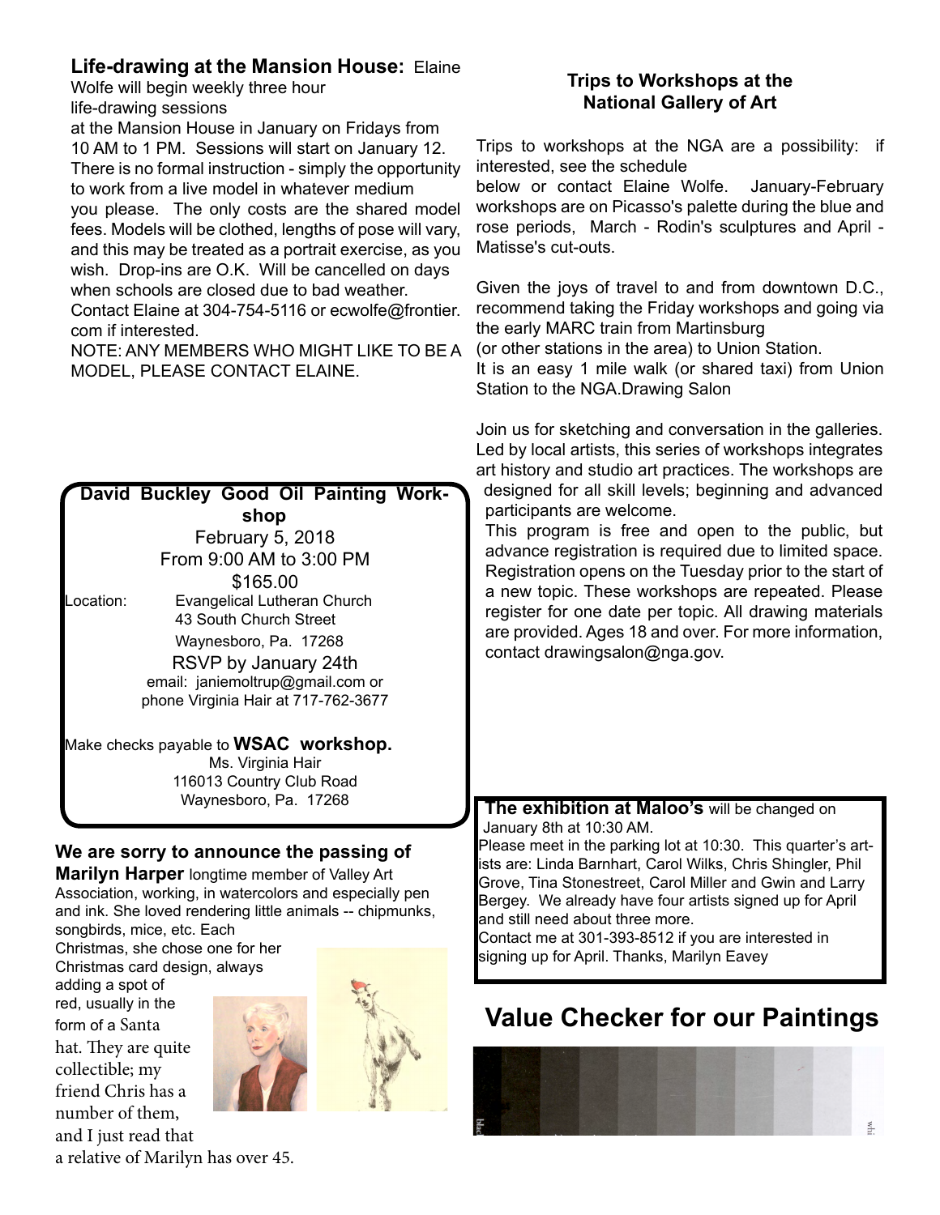**Life-drawing at the Mansion House:** Elaine Wolfe will begin weekly three hour life-drawing sessions at the Mansion House in January on Fridays from 10 AM to 1 PM. Sessions will start on January 12. There is no formal instruction - simply the opportunity to work from a live model in whatever medium you please. The only costs are the shared model fees. Models will be clothed, lengths of pose will vary, and this may be treated as a portrait exercise, as you wish. Drop-ins are O.K. Will be cancelled on days when schools are closed due to bad weather. Contact Elaine at 304-754-5116 or ecwolfe@frontier.com if interested.

NOTE: ANY MEMBERS WHO MIGHT LIKE TO BE A MODEL, PLEASE CONTACT ELAINE.

**David Buckley Good Oil Painting Workshop**

February 5, 2018

From 9:00 AM to 3:00 PM

$165.00

Location: Evangelical Lutheran Church
43 South Church Street
Waynesboro, Pa. 17268

RSVP by January 24th

email: janiemoltrup@gmail.com or phone Virginia Hair at 717-762-3677

Make checks payable to **WSAC workshop.**
Ms. Virginia Hair
116013 Country Club Road
Waynesboro, Pa. 17268

**We are sorry to announce the passing of Marilyn Harper** longtime member of Valley Art Association, working, in watercolors and especially pen and ink. She loved rendering little animals -- chipmunks, songbirds, mice, etc. Each Christmas, she chose one for her Christmas card design, always adding a spot of red, usually in the form of a Santa hat. They are quite collectible; my friend Chris has a number of them, and I just read that a relative of Marilyn has over 45.

**Trips to Workshops at the National Gallery of Art**

Trips to workshops at the NGA are a possibility: if interested, see the schedule below or contact Elaine Wolfe. January-February workshops are on Picasso's palette during the blue and rose periods, March - Rodin's sculptures and April - Matisse's cut-outs.

Given the joys of travel to and from downtown D.C., recommend taking the Friday workshops and going via the early MARC train from Martinsburg (or other stations in the area) to Union Station.

It is an easy 1 mile walk (or shared taxi) from Union Station to the NGA.Drawing Salon

Join us for sketching and conversation in the galleries. Led by local artists, this series of workshops integrates art history and studio art practices. The workshops are designed for all skill levels; beginning and advanced participants are welcome.

This program is free and open to the public, but advance registration is required due to limited space. Registration opens on the Tuesday prior to the start of a new topic. These workshops are repeated. Please register for one date per topic. All drawing materials are provided. Ages 18 and over. For more information, contact drawingsalon@nga.gov.

**The exhibition at Maloo's** will be changed on January 8th at 10:30 AM.

Please meet in the parking lot at 10:30. This quarter's artists are: Linda Barnhart, Carol Wilks, Chris Shingler, Phil Grove, Tina Stonestreet, Carol Miller and Gwin and Larry Bergey. We already have four artists signed up for April and still need about three more.

Contact me at 301-393-8512 if you are interested in signing up for April. Thanks, Marilyn Eavey

## Value Checker for our Paintings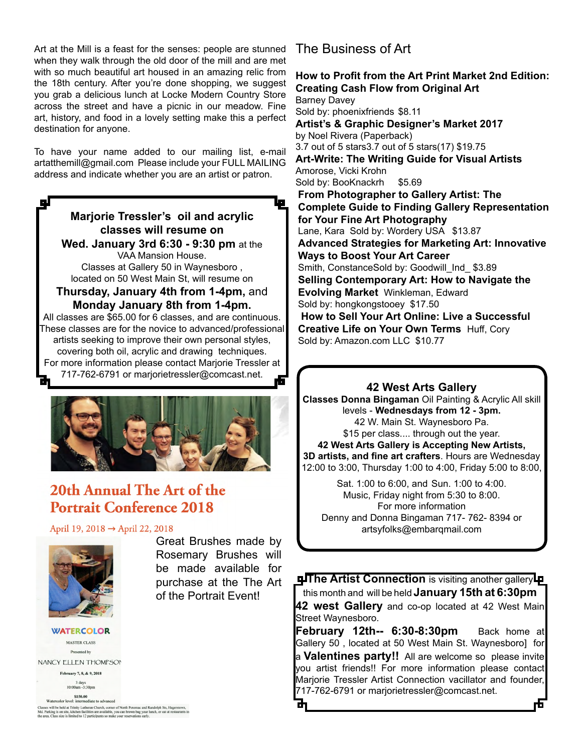Art at the Mill is a feast for the senses: people are stunned when they walk through the old door of the mill and are met with so much beautiful art housed in an amazing relic from the 18th century. After you're done shopping, we suggest you grab a delicious lunch at Locke Modern Country Store across the street and have a picnic in our meadow. Fine art, history, and food in a lovely setting make this a perfect destination for anyone.

To have your name added to our mailing list, e-mail artatthemill@gmail.com Please include your FULL MAILING address and indicate whether you are an artist or patron.

**Marjorie Tressler's oil and acrylic classes will resume on**
**Wed. January 3rd 6:30 - 9:30 pm** at the VAA Mansion House.
Classes at Gallery 50 in Waynesboro , located on 50 West Main St, will resume on
**Thursday, January 4th from 1-4pm,** and
**Monday January 8th from 1-4pm.**
All classes are $65.00 for 6 classes, and are continuous. These classes are for the novice to advanced/professional artists seeking to improve their own personal styles, covering both oil, acrylic and drawing techniques.
For more information please contact Marjorie Tressler at 717-762-6791 or marjorietressler@comcast.net.

## 20th Annual The Art of the Portrait Conference 2018

April 19, 2018 → April 22, 2018

Great Brushes made by Rosemary Brushes will be made available for purchase at the The Art of the Portrait Event!

**WATERCOLOR**
MASTER CLASS
Presented by
NANCY ELLEN THOMPSON
February 7, 8, & 9, 2018
3 days
10:00am -3:30pm
$150.00
Watercolor level: intermediate to advanced
Classes will be held at Trinity Lutheran Church, corner of North Potomac and Randolph Sts, Hagerstown, Md. Parking is on site, kitchen facilities are available, you can brown bag your lunch, or eat at restaurants in the area. Class size is limited to 12 participants so make your reservations early.

## The Business of Art

**How to Profit from the Art Print Market 2nd Edition: Creating Cash Flow from Original Art**
Barney Davey
Sold by: phoenixfriends $8.11
**Artist's & Graphic Designer's Market 2017**
by Noel Rivera (Paperback)
3.7 out of 5 stars3.7 out of 5 stars(17) $19.75
**Art-Write: The Writing Guide for Visual Artists**
Amorose, Vicki Krohn
Sold by: BooKnackrh $5.69
**From Photographer to Gallery Artist: The Complete Guide to Finding Gallery Representation for Your Fine Art Photography**
Lane, Kara Sold by: Wordery USA $13.87
**Advanced Strategies for Marketing Art: Innovative Ways to Boost Your Art Career**
Smith, ConstanceSold by: Goodwill_Ind_ $3.89
**Selling Contemporary Art: How to Navigate the Evolving Market** Winkleman, Edward
Sold by: hongkongstooey $17.50
**How to Sell Your Art Online: Live a Successful Creative Life on Your Own Terms** Huff, Cory
Sold by: Amazon.com LLC $10.77

**42 West Arts Gallery**
**Classes Donna Bingaman** Oil Painting & Acrylic All skill levels - **Wednesdays from 12 - 3pm.**
42 W. Main St. Waynesboro Pa.
$15 per class.... through out the year.
**42 West Arts Gallery is Accepting New Artists, 3D artists, and fine art crafters**. Hours are Wednesday 12:00 to 3:00, Thursday 1:00 to 4:00, Friday 5:00 to 8:00,
Sat. 1:00 to 6:00, and Sun. 1:00 to 4:00.
Music, Friday night from 5:30 to 8:00.
For more information
Denny and Donna Bingaman 717- 762- 8394 or artsyfolks@embarqmail.com

**The Artist Connection** is visiting another gallery this month and will be held **January 15th at 6:30pm 42 west Gallery** and co-op located at 42 West Main Street Waynesboro.
**February 12th-- 6:30-8:30pm** Back home at Gallery 50 , located at 50 West Main St. Waynesboro] for a **Valentines party!!** All are welcome so please invite you artist friends!! For more information please contact Marjorie Tressler Artist Connection vacillator and founder, 717-762-6791 or marjorietressler@comcast.net.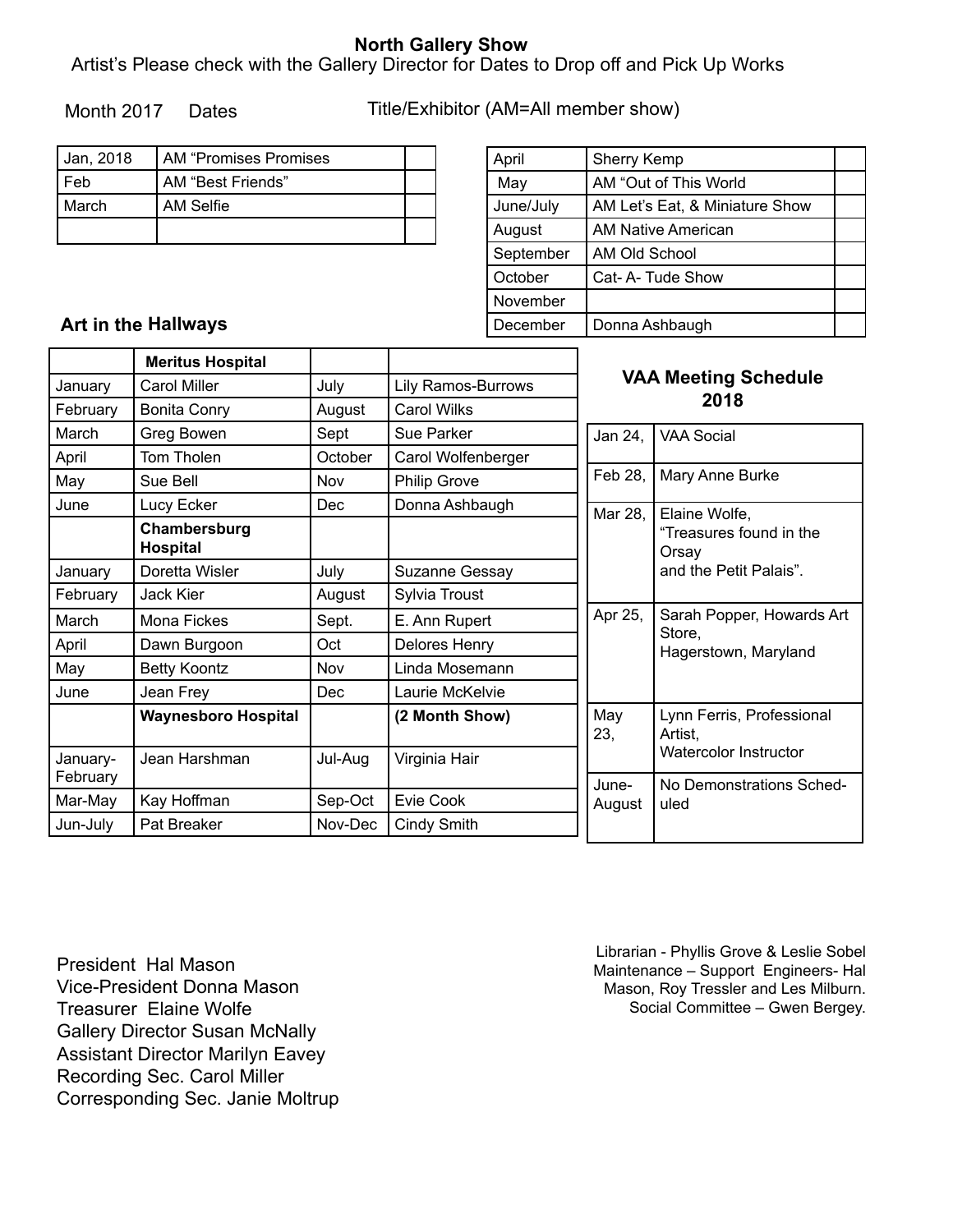## North Gallery Show

Artist's Please check with the Gallery Director for Dates to Drop off and Pick Up Works

Month 2017 Dates Title/Exhibitor (AM=All member show)

| | | |
|---|---|---|
| Jan, 2018 | AM "Promises Promises | |
| Feb | AM "Best Friends" | |
| March | AM Selfie | |
| | | |

| | | |
|---|---|---|
| April | Sherry Kemp | |
| May | AM "Out of This World | |
| June/July | AM Let's Eat, & Miniature Show | |
| August | AM Native American | |
| September | AM Old School | |
| October | Cat- A- Tude Show | |
| November | | |
| December | Donna Ashbaugh | |

### Art in the Hallways

| | | | |
|---|---|---|---|
| | **Meritus Hospital** | | |
| January | Carol Miller | July | Lily Ramos-Burrows |
| February | Bonita Conry | August | Carol Wilks |
| March | Greg Bowen | Sept | Sue Parker |
| April | Tom Tholen | October | Carol Wolfenberger |
| May | Sue Bell | Nov | Philip Grove |
| June | Lucy Ecker | Dec | Donna Ashbaugh |
| | **Chambersburg Hospital** | | |
| January | Doretta Wisler | July | Suzanne Gessay |
| February | Jack Kier | August | Sylvia Troust |
| March | Mona Fickes | Sept. | E. Ann Rupert |
| April | Dawn Burgoon | Oct | Delores Henry |
| May | Betty Koontz | Nov | Linda Mosemann |
| June | Jean Frey | Dec | Laurie McKelvie |
| | **Waynesboro Hospital** | | **(2 Month Show)** |
| January-February | Jean Harshman | Jul-Aug | Virginia Hair |
| Mar-May | Kay Hoffman | Sep-Oct | Evie Cook |
| Jun-July | Pat Breaker | Nov-Dec | Cindy Smith |

### VAA Meeting Schedule 2018

| | |
|---|---|
| Jan 24, | VAA Social |
| Feb 28, | Mary Anne Burke |
| Mar 28, | Elaine Wolfe, "Treasures found in the Orsay and the Petit Palais". |
| Apr 25, | Sarah Popper, Howards Art Store, Hagerstown, Maryland |
| May 23, | Lynn Ferris, Professional Artist, Watercolor Instructor |
| June-August | No Demonstrations Scheduled |

President Hal Mason
Vice-President Donna Mason
Treasurer Elaine Wolfe
Gallery Director Susan McNally
Assistant Director Marilyn Eavey
Recording Sec. Carol Miller
Corresponding Sec. Janie Moltrup

Librarian - Phyllis Grove & Leslie Sobel
Maintenance – Support Engineers- Hal Mason, Roy Tressler and Les Milburn.
Social Committee – Gwen Bergey.